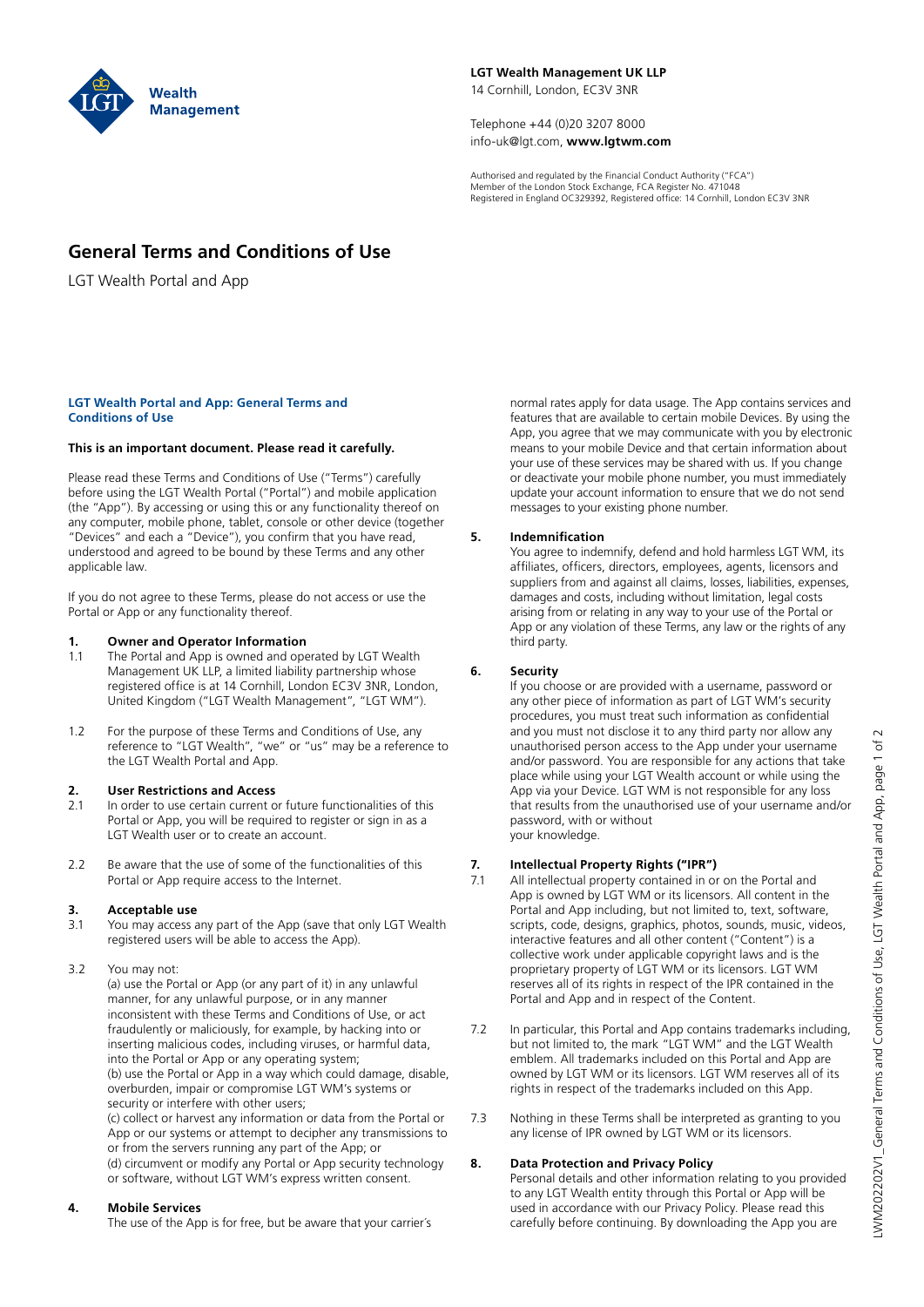**LGT Wealth Management UK LLP**
14 Cornhill, London, EC3V 3NR

Telephone +44 (0)20 3207 8000
info-uk@lgt.com, **www.lgtwm.com**

Authorised and regulated by the Financial Conduct Authority ("FCA")
Member of the London Stock Exchange, FCA Register No. 471048
Registered in England OC329392, Registered office: 14 Cornhill, London EC3V 3NR

# General Terms and Conditions of Use

LGT Wealth Portal and App

## LGT Wealth Portal and App: General Terms and Conditions of Use

**This is an important document. Please read it carefully.**

Please read these Terms and Conditions of Use ("Terms") carefully before using the LGT Wealth Portal ("Portal") and mobile application (the "App"). By accessing or using this or any functionality thereof on any computer, mobile phone, tablet, console or other device (together "Devices" and each a "Device"), you confirm that you have read, understood and agreed to be bound by these Terms and any other applicable law.

If you do not agree to these Terms, please do not access or use the Portal or App or any functionality thereof.

### 1. Owner and Operator Information

1.1 The Portal and App is owned and operated by LGT Wealth Management UK LLP, a limited liability partnership whose registered office is at 14 Cornhill, London EC3V 3NR, London, United Kingdom ("LGT Wealth Management", "LGT WM").

1.2 For the purpose of these Terms and Conditions of Use, any reference to "LGT Wealth", "we" or "us" may be a reference to the LGT Wealth Portal and App.

### 2. User Restrictions and Access

2.1 In order to use certain current or future functionalities of this Portal or App, you will be required to register or sign in as a LGT Wealth user or to create an account.

2.2 Be aware that the use of some of the functionalities of this Portal or App require access to the Internet.

### 3. Acceptable use

3.1 You may access any part of the App (save that only LGT Wealth registered users will be able to access the App).

3.2 You may not:
(a) use the Portal or App (or any part of it) in any unlawful manner, for any unlawful purpose, or in any manner inconsistent with these Terms and Conditions of Use, or act fraudulently or maliciously, for example, by hacking into or inserting malicious codes, including viruses, or harmful data, into the Portal or App or any operating system;
(b) use the Portal or App in a way which could damage, disable, overburden, impair or compromise LGT WM's systems or security or interfere with other users;
(c) collect or harvest any information or data from the Portal or App or our systems or attempt to decipher any transmissions to or from the servers running any part of the App; or
(d) circumvent or modify any Portal or App security technology or software, without LGT WM's express written consent.

### 4. Mobile Services

The use of the App is for free, but be aware that your carrier's normal rates apply for data usage. The App contains services and features that are available to certain mobile Devices. By using the App, you agree that we may communicate with you by electronic means to your mobile Device and that certain information about your use of these services may be shared with us. If you change or deactivate your mobile phone number, you must immediately update your account information to ensure that we do not send messages to your existing phone number.

### 5. Indemnification

You agree to indemnify, defend and hold harmless LGT WM, its affiliates, officers, directors, employees, agents, licensors and suppliers from and against all claims, losses, liabilities, expenses, damages and costs, including without limitation, legal costs arising from or relating in any way to your use of the Portal or App or any violation of these Terms, any law or the rights of any third party.

### 6. Security

If you choose or are provided with a username, password or any other piece of information as part of LGT WM's security procedures, you must treat such information as confidential and you must not disclose it to any third party nor allow any unauthorised person access to the App under your username and/or password. You are responsible for any actions that take place while using your LGT Wealth account or while using the App via your Device. LGT WM is not responsible for any loss that results from the unauthorised use of your username and/or password, with or without your knowledge.

### 7. Intellectual Property Rights ("IPR")

7.1 All intellectual property contained in or on the Portal and App is owned by LGT WM or its licensors. All content in the Portal and App including, but not limited to, text, software, scripts, code, designs, graphics, photos, sounds, music, videos, interactive features and all other content ("Content") is a collective work under applicable copyright laws and is the proprietary property of LGT WM or its licensors. LGT WM reserves all of its rights in respect of the IPR contained in the Portal and App and in respect of the Content.

7.2 In particular, this Portal and App contains trademarks including, but not limited to, the mark "LGT WM" and the LGT Wealth emblem. All trademarks included on this Portal and App are owned by LGT WM or its licensors. LGT WM reserves all of its rights in respect of the trademarks included on this App.

7.3 Nothing in these Terms shall be interpreted as granting to you any license of IPR owned by LGT WM or its licensors.

### 8. Data Protection and Privacy Policy

Personal details and other information relating to you provided to any LGT Wealth entity through this Portal or App will be used in accordance with our Privacy Policy. Please read this carefully before continuing. By downloading the App you are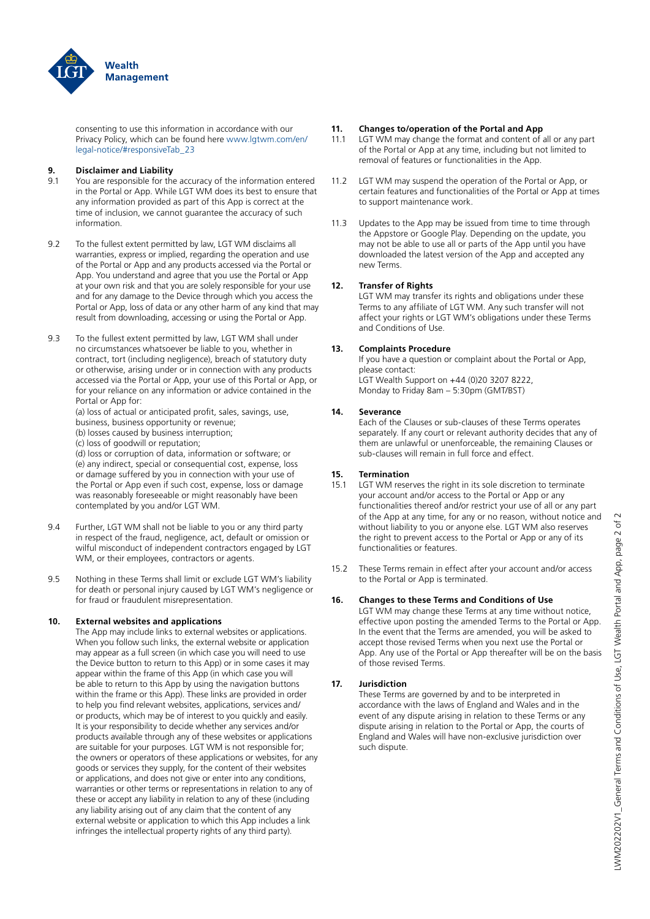consenting to use this information in accordance with our Privacy Policy, which can be found here www.lgtwm.com/en/legal-notice/#responsiveTab_23

## 9. Disclaimer and Liability

9.1 You are responsible for the accuracy of the information entered in the Portal or App. While LGT WM does its best to ensure that any information provided as part of this App is correct at the time of inclusion, we cannot guarantee the accuracy of such information.

9.2 To the fullest extent permitted by law, LGT WM disclaims all warranties, express or implied, regarding the operation and use of the Portal or App and any products accessed via the Portal or App. You understand and agree that you use the Portal or App at your own risk and that you are solely responsible for your use and for any damage to the Device through which you access the Portal or App, loss of data or any other harm of any kind that may result from downloading, accessing or using the Portal or App.

9.3 To the fullest extent permitted by law, LGT WM shall under no circumstances whatsoever be liable to you, whether in contract, tort (including negligence), breach of statutory duty or otherwise, arising under or in connection with any products accessed via the Portal or App, your use of this Portal or App, or for your reliance on any information or advice contained in the Portal or App for:
(a) loss of actual or anticipated profit, sales, savings, use, business, business opportunity or revenue;
(b) losses caused by business interruption;
(c) loss of goodwill or reputation;
(d) loss or corruption of data, information or software; or
(e) any indirect, special or consequential cost, expense, loss or damage suffered by you in connection with your use of the Portal or App even if such cost, expense, loss or damage was reasonably foreseeable or might reasonably have been contemplated by you and/or LGT WM.

9.4 Further, LGT WM shall not be liable to you or any third party in respect of the fraud, negligence, act, default or omission or wilful misconduct of independent contractors engaged by LGT WM, or their employees, contractors or agents.

9.5 Nothing in these Terms shall limit or exclude LGT WM's liability for death or personal injury caused by LGT WM's negligence or for fraud or fraudulent misrepresentation.

## 10. External websites and applications

The App may include links to external websites or applications. When you follow such links, the external website or application may appear as a full screen (in which case you will need to use the Device button to return to this App) or in some cases it may appear within the frame of this App (in which case you will be able to return to this App by using the navigation buttons within the frame or this App). These links are provided in order to help you find relevant websites, applications, services and/or products, which may be of interest to you quickly and easily. It is your responsibility to decide whether any services and/or products available through any of these websites or applications are suitable for your purposes. LGT WM is not responsible for; the owners or operators of these applications or websites, for any goods or services they supply, for the content of their websites or applications, and does not give or enter into any conditions, warranties or other terms or representations in relation to any of these or accept any liability in relation to any of these (including any liability arising out of any claim that the content of any external website or application to which this App includes a link infringes the intellectual property rights of any third party).

## 11. Changes to/operation of the Portal and App

11.1 LGT WM may change the format and content of all or any part of the Portal or App at any time, including but not limited to removal of features or functionalities in the App.

11.2 LGT WM may suspend the operation of the Portal or App, or certain features and functionalities of the Portal or App at times to support maintenance work.

11.3 Updates to the App may be issued from time to time through the Appstore or Google Play. Depending on the update, you may not be able to use all or parts of the App until you have downloaded the latest version of the App and accepted any new Terms.

## 12. Transfer of Rights

LGT WM may transfer its rights and obligations under these Terms to any affiliate of LGT WM. Any such transfer will not affect your rights or LGT WM's obligations under these Terms and Conditions of Use.

## 13. Complaints Procedure

If you have a question or complaint about the Portal or App, please contact:
LGT Wealth Support on +44 (0)20 3207 8222,
Monday to Friday 8am – 5:30pm (GMT/BST)

## 14. Severance

Each of the Clauses or sub-clauses of these Terms operates separately. If any court or relevant authority decides that any of them are unlawful or unenforceable, the remaining Clauses or sub-clauses will remain in full force and effect.

## 15. Termination

15.1 LGT WM reserves the right in its sole discretion to terminate your account and/or access to the Portal or App or any functionalities thereof and/or restrict your use of all or any part of the App at any time, for any or no reason, without notice and without liability to you or anyone else. LGT WM also reserves the right to prevent access to the Portal or App or any of its functionalities or features.

15.2 These Terms remain in effect after your account and/or access to the Portal or App is terminated.

## 16. Changes to these Terms and Conditions of Use

LGT WM may change these Terms at any time without notice, effective upon posting the amended Terms to the Portal or App. In the event that the Terms are amended, you will be asked to accept those revised Terms when you next use the Portal or App. Any use of the Portal or App thereafter will be on the basis of those revised Terms.

## 17. Jurisdiction

These Terms are governed by and to be interpreted in accordance with the laws of England and Wales and in the event of any dispute arising in relation to these Terms or any dispute arising in relation to the Portal or App, the courts of England and Wales will have non-exclusive jurisdiction over such dispute.